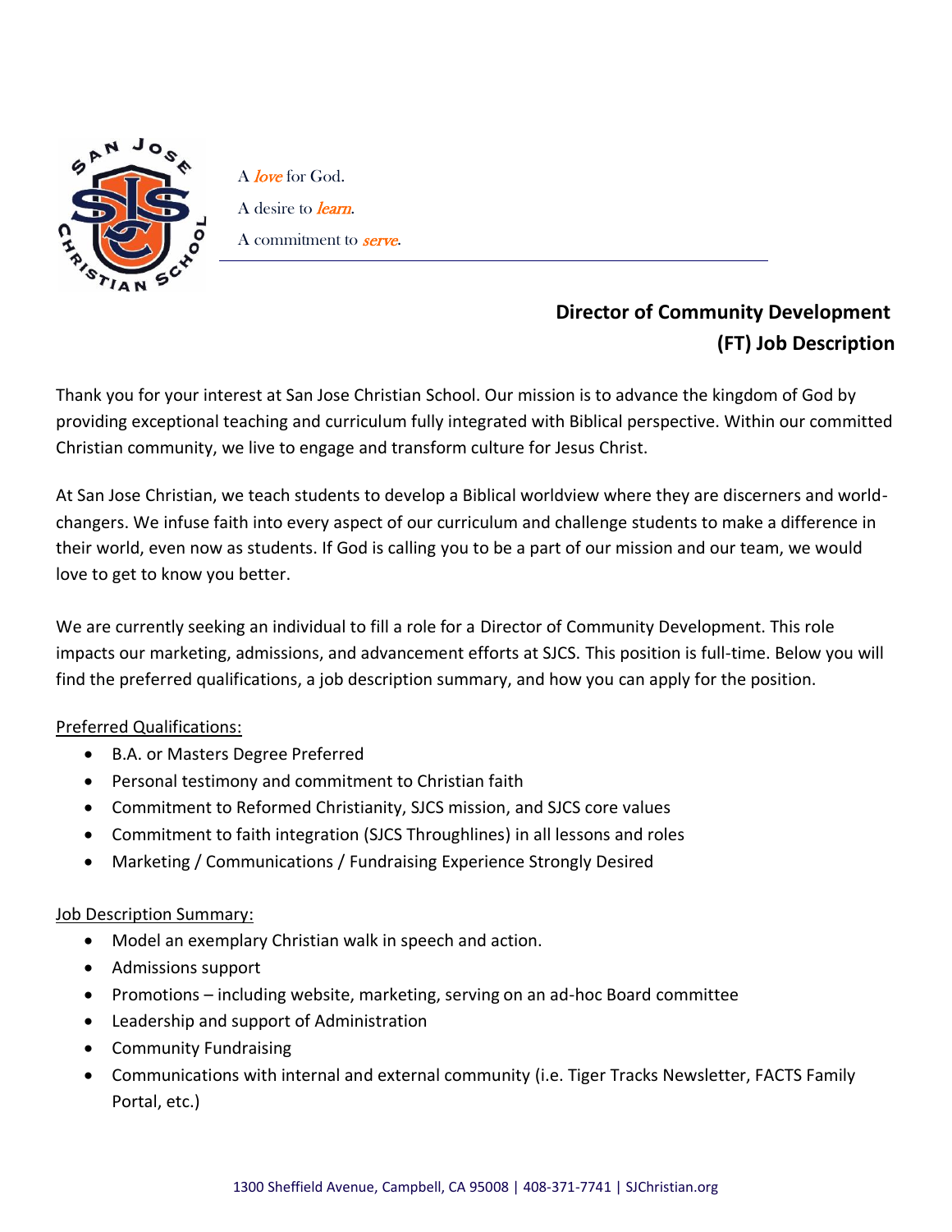A *love* for God.

A desire to *learn*.

A commitment to *serve*.

## Director of Community Development (FT) Job Description

Thank you for your interest at San Jose Christian School. Our mission is to advance the kingdom of God by providing exceptional teaching and curriculum fully integrated with Biblical perspective. Within our committed Christian community, we live to engage and transform culture for Jesus Christ.

At San Jose Christian, we teach students to develop a Biblical worldview where they are discerners and world-changers. We infuse faith into every aspect of our curriculum and challenge students to make a difference in their world, even now as students. If God is calling you to be a part of our mission and our team, we would love to get to know you better.

We are currently seeking an individual to fill a role for a Director of Community Development. This role impacts our marketing, admissions, and advancement efforts at SJCS. This position is full-time. Below you will find the preferred qualifications, a job description summary, and how you can apply for the position.

Preferred Qualifications:

- B.A. or Masters Degree Preferred
- Personal testimony and commitment to Christian faith
- Commitment to Reformed Christianity, SJCS mission, and SJCS core values
- Commitment to faith integration (SJCS Throughlines) in all lessons and roles
- Marketing / Communications / Fundraising Experience Strongly Desired

Job Description Summary:

- Model an exemplary Christian walk in speech and action.
- Admissions support
- Promotions – including website, marketing, serving on an ad-hoc Board committee
- Leadership and support of Administration
- Community Fundraising
- Communications with internal and external community (i.e. Tiger Tracks Newsletter, FACTS Family Portal, etc.)

1300 Sheffield Avenue, Campbell, CA 95008 | 408-371-7741 | SJChristian.org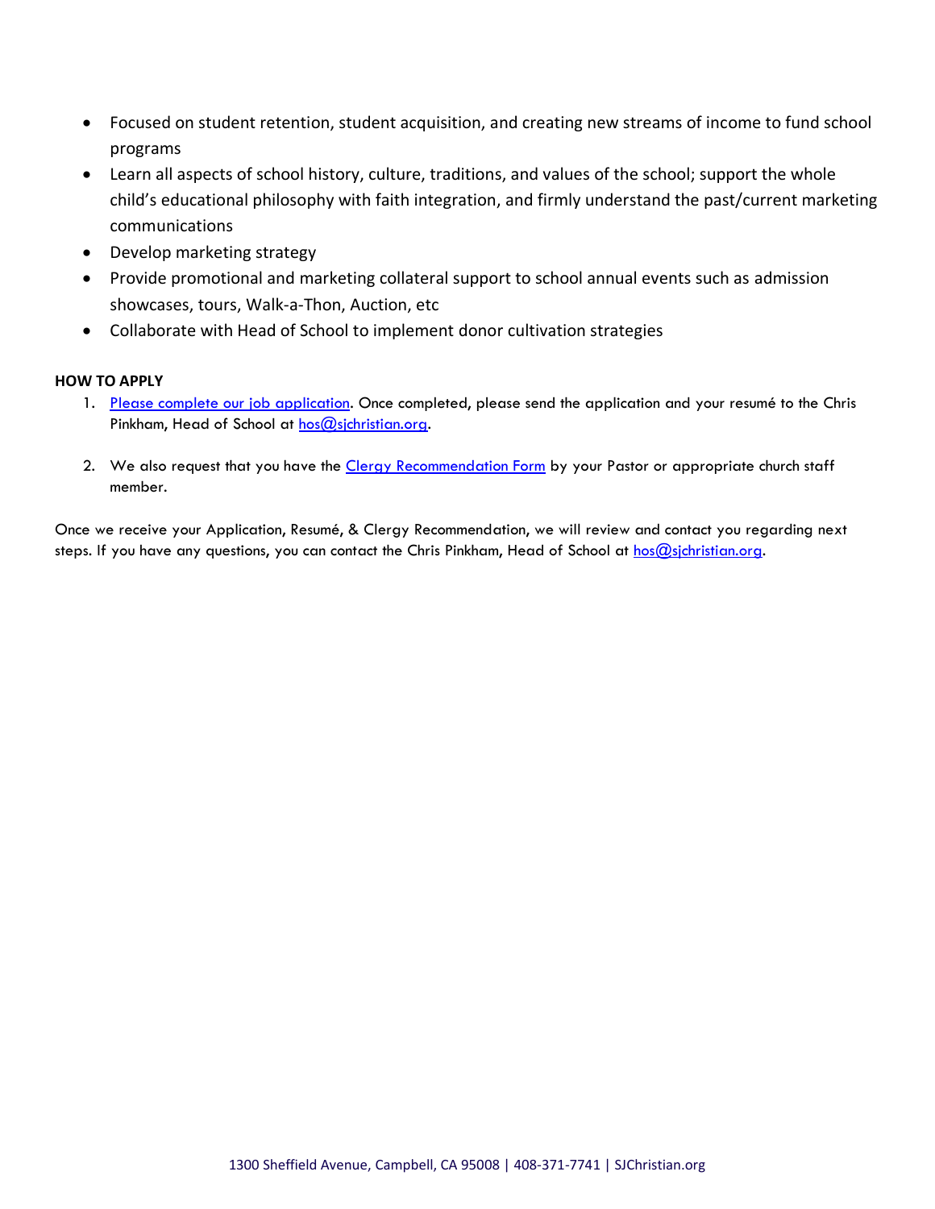- Focused on student retention, student acquisition, and creating new streams of income to fund school programs
- Learn all aspects of school history, culture, traditions, and values of the school; support the whole child's educational philosophy with faith integration, and firmly understand the past/current marketing communications
- Develop marketing strategy
- Provide promotional and marketing collateral support to school annual events such as admission showcases, tours, Walk-a-Thon, Auction, etc
- Collaborate with Head of School to implement donor cultivation strategies

**HOW TO APPLY**

1. Please complete our job application. Once completed, please send the application and your resumé to the Chris Pinkham, Head of School at hos@sjchristian.org.

2. We also request that you have the Clergy Recommendation Form by your Pastor or appropriate church staff member.

Once we receive your Application, Resumé, & Clergy Recommendation, we will review and contact you regarding next steps. If you have any questions, you can contact the Chris Pinkham, Head of School at hos@sjchristian.org.